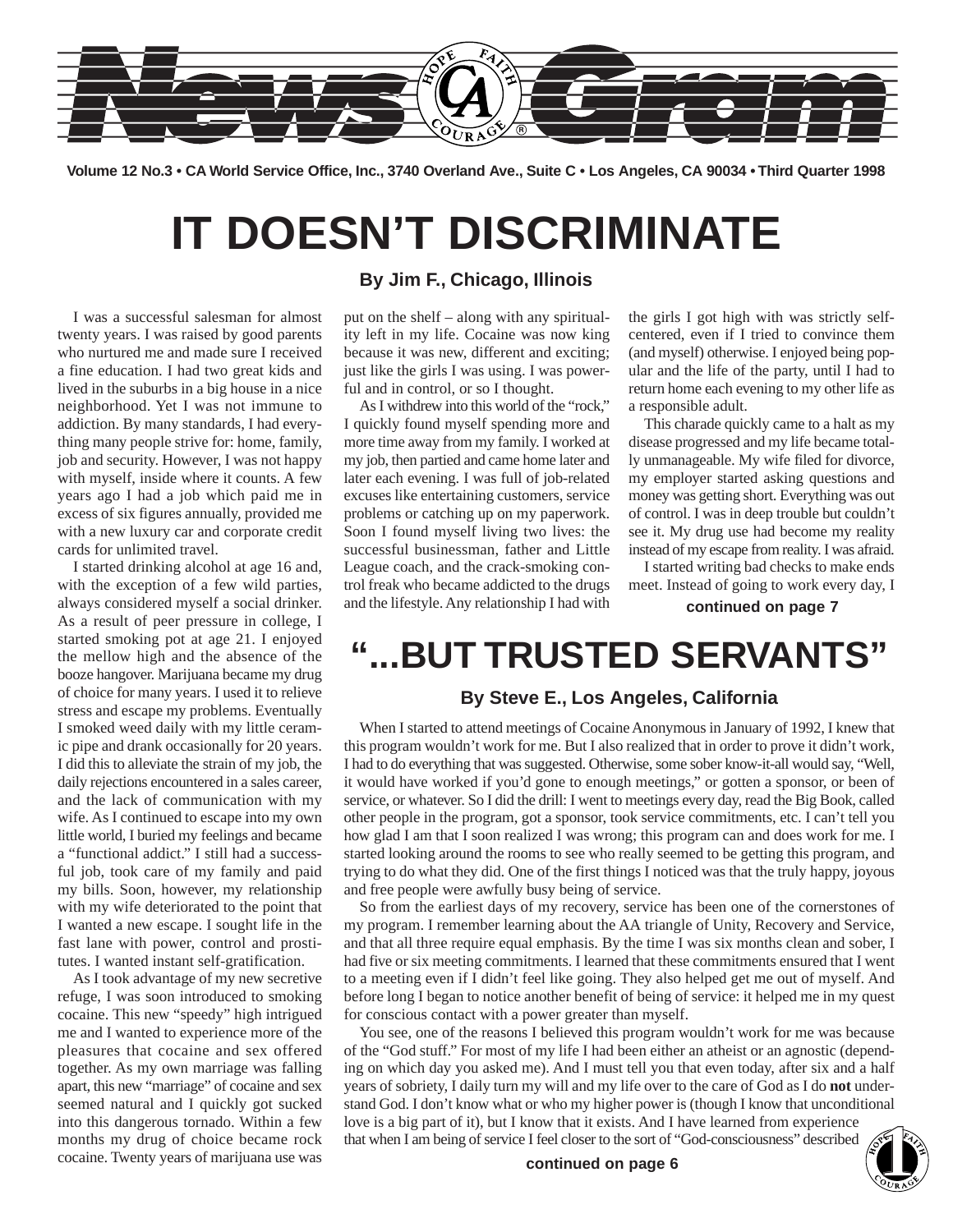# News Gram

**Volume 12 No.3 • CA World Service Office, Inc., 3740 Overland Ave., Suite C • Los Angeles, CA 90034 • Third Quarter 1998**

# IT DOESN'T DISCRIMINATE

### By Jim F., Chicago, Illinois

I was a successful salesman for almost twenty years. I was raised by good parents who nurtured me and made sure I received a fine education. I had two great kids and lived in the suburbs in a big house in a nice neighborhood. Yet I was not immune to addiction. By many standards, I had everything many people strive for: home, family, job and security. However, I was not happy with myself, inside where it counts. A few years ago I had a job which paid me in excess of six figures annually, provided me with a new luxury car and corporate credit cards for unlimited travel.

I started drinking alcohol at age 16 and, with the exception of a few wild parties, always considered myself a social drinker. As a result of peer pressure in college, I started smoking pot at age 21. I enjoyed the mellow high and the absence of the booze hangover. Marijuana became my drug of choice for many years. I used it to relieve stress and escape my problems. Eventually I smoked weed daily with my little ceramic pipe and drank occasionally for 20 years. I did this to alleviate the strain of my job, the daily rejections encountered in a sales career, and the lack of communication with my wife. As I continued to escape into my own little world, I buried my feelings and became a "functional addict." I still had a successful job, took care of my family and paid my bills. Soon, however, my relationship with my wife deteriorated to the point that I wanted a new escape. I sought life in the fast lane with power, control and prostitutes. I wanted instant self-gratification.

As I took advantage of my new secretive refuge, I was soon introduced to smoking cocaine. This new "speedy" high intrigued me and I wanted to experience more of the pleasures that cocaine and sex offered together. As my own marriage was falling apart, this new "marriage" of cocaine and sex seemed natural and I quickly got sucked into this dangerous tornado. Within a few months my drug of choice became rock cocaine. Twenty years of marijuana use was put on the shelf – along with any spirituality left in my life. Cocaine was now king because it was new, different and exciting; just like the girls I was using. I was powerful and in control, or so I thought.

As I withdrew into this world of the "rock," I quickly found myself spending more and more time away from my family. I worked at my job, then partied and came home later and later each evening. I was full of job-related excuses like entertaining customers, service problems or catching up on my paperwork. Soon I found myself living two lives: the successful businessman, father and Little League coach, and the crack-smoking control freak who became addicted to the drugs and the lifestyle. Any relationship I had with the girls I got high with was strictly self-centered, even if I tried to convince them (and myself) otherwise. I enjoyed being popular and the life of the party, until I had to return home each evening to my other life as a responsible adult.

This charade quickly came to a halt as my disease progressed and my life became totally unmanageable. My wife filed for divorce, my employer started asking questions and money was getting short. Everything was out of control. I was in deep trouble but couldn't see it. My drug use had become my reality instead of my escape from reality. I was afraid.

I started writing bad checks to make ends meet. Instead of going to work every day, I

**continued on page 7**

# "...BUT TRUSTED SERVANTS"

### By Steve E., Los Angeles, California

When I started to attend meetings of Cocaine Anonymous in January of 1992, I knew that this program wouldn't work for me. But I also realized that in order to prove it didn't work, I had to do everything that was suggested. Otherwise, some sober know-it-all would say, "Well, it would have worked if you'd gone to enough meetings," or gotten a sponsor, or been of service, or whatever. So I did the drill: I went to meetings every day, read the Big Book, called other people in the program, got a sponsor, took service commitments, etc. I can't tell you how glad I am that I soon realized I was wrong; this program can and does work for me. I started looking around the rooms to see who really seemed to be getting this program, and trying to do what they did. One of the first things I noticed was that the truly happy, joyous and free people were awfully busy being of service.

So from the earliest days of my recovery, service has been one of the cornerstones of my program. I remember learning about the AA triangle of Unity, Recovery and Service, and that all three require equal emphasis. By the time I was six months clean and sober, I had five or six meeting commitments. I learned that these commitments ensured that I went to a meeting even if I didn't feel like going. They also helped get me out of myself. And before long I began to notice another benefit of being of service: it helped me in my quest for conscious contact with a power greater than myself.

You see, one of the reasons I believed this program wouldn't work for me was because of the "God stuff." For most of my life I had been either an atheist or an agnostic (depending on which day you asked me). And I must tell you that even today, after six and a half years of sobriety, I daily turn my will and my life over to the care of God as I do **not** understand God. I don't know what or who my higher power is (though I know that unconditional love is a big part of it), but I know that it exists. And I have learned from experience that when I am being of service I feel closer to the sort of "God-consciousness" described

**continued on page 6**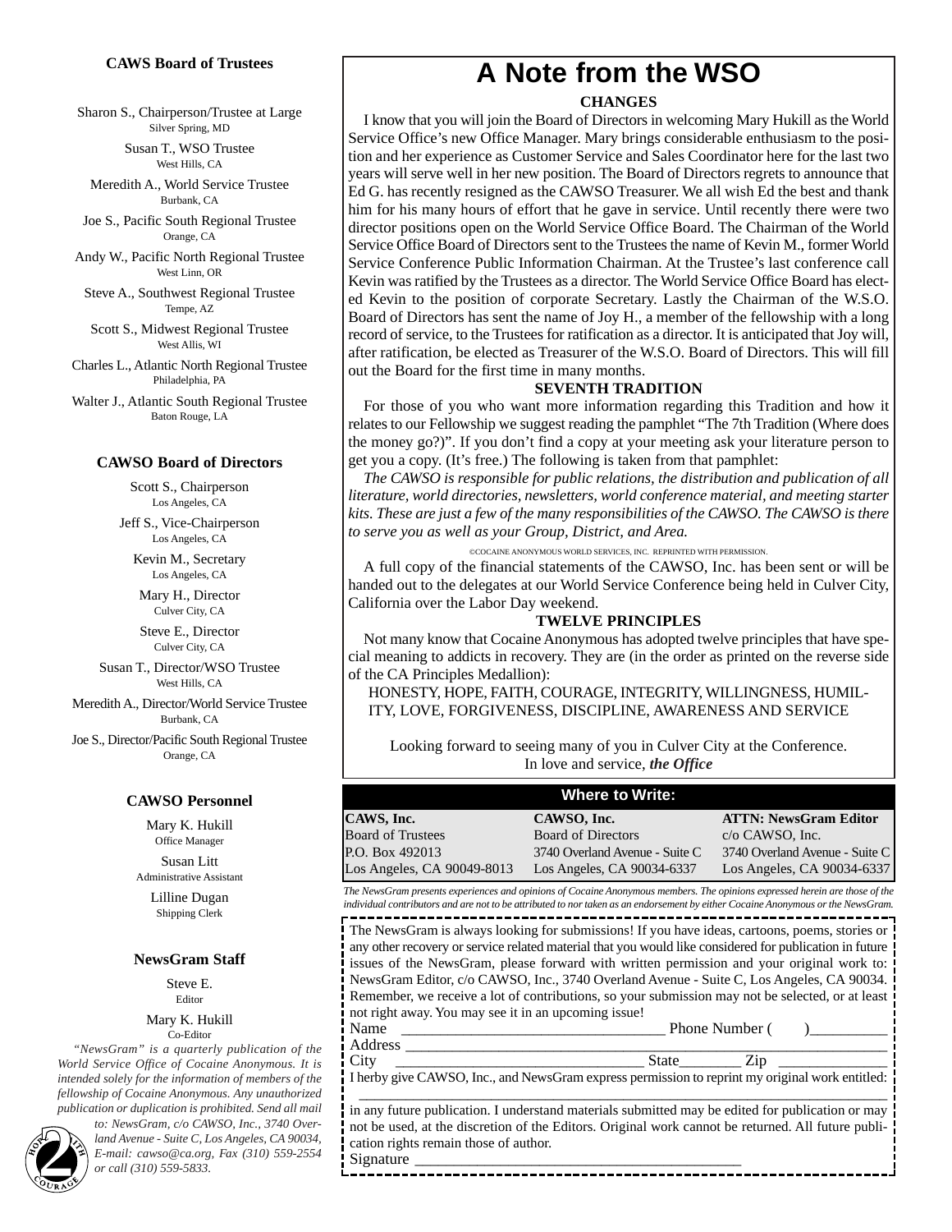## CAWS Board of Trustees

Sharon S., Chairperson/Trustee at Large
Silver Spring, MD

Susan T., WSO Trustee
West Hills, CA

Meredith A., World Service Trustee
Burbank, CA

Joe S., Pacific South Regional Trustee
Orange, CA

Andy W., Pacific North Regional Trustee
West Linn, OR

Steve A., Southwest Regional Trustee
Tempe, AZ

Scott S., Midwest Regional Trustee
West Allis, WI

Charles L., Atlantic North Regional Trustee
Philadelphia, PA

Walter J., Atlantic South Regional Trustee
Baton Rouge, LA

## CAWSO Board of Directors

Scott S., Chairperson
Los Angeles, CA

Jeff S., Vice-Chairperson
Los Angeles, CA

Kevin M., Secretary
Los Angeles, CA

Mary H., Director
Culver City, CA

Steve E., Director
Culver City, CA

Susan T., Director/WSO Trustee
West Hills, CA

Meredith A., Director/World Service Trustee
Burbank, CA

Joe S., Director/Pacific South Regional Trustee
Orange, CA

## CAWSO Personnel

Mary K. Hukill
Office Manager

Susan Litt
Administrative Assistant

Lilline Dugan
Shipping Clerk

## NewsGram Staff

Steve E.
Editor

Mary K. Hukill
Co-Editor

*"NewsGram" is a quarterly publication of the World Service Office of Cocaine Anonymous. It is intended solely for the information of members of the fellowship of Cocaine Anonymous. Any unauthorized publication or duplication is prohibited. Send all mail to: NewsGram, c/o CAWSO, Inc., 3740 Overland Avenue - Suite C, Los Angeles, CA 90034, E-mail: cawso@ca.org, Fax (310) 559-2554 or call (310) 559-5833.*

# A Note from the WSO

**CHANGES**

I know that you will join the Board of Directors in welcoming Mary Hukill as the World Service Office's new Office Manager. Mary brings considerable enthusiasm to the position and her experience as Customer Service and Sales Coordinator here for the last two years will serve well in her new position. The Board of Directors regrets to announce that Ed G. has recently resigned as the CAWSO Treasurer. We all wish Ed the best and thank him for his many hours of effort that he gave in service. Until recently there were two director positions open on the World Service Office Board. The Chairman of the World Service Office Board of Directors sent to the Trustees the name of Kevin M., former World Service Conference Public Information Chairman. At the Trustee's last conference call Kevin was ratified by the Trustees as a director. The World Service Office Board has elected Kevin to the position of corporate Secretary. Lastly the Chairman of the W.S.O. Board of Directors has sent the name of Joy H., a member of the fellowship with a long record of service, to the Trustees for ratification as a director. It is anticipated that Joy will, after ratification, be elected as Treasurer of the W.S.O. Board of Directors. This will fill out the Board for the first time in many months.

**SEVENTH TRADITION**

For those of you who want more information regarding this Tradition and how it relates to our Fellowship we suggest reading the pamphlet "The 7th Tradition (Where does the money go?)". If you don't find a copy at your meeting ask your literature person to get you a copy. (It's free.) The following is taken from that pamphlet:

*The CAWSO is responsible for public relations, the distribution and publication of all literature, world directories, newsletters, world conference material, and meeting starter kits. These are just a few of the many responsibilities of the CAWSO. The CAWSO is there to serve you as well as your Group, District, and Area.*

©COCAINE ANONYMOUS WORLD SERVICES, INC. REPRINTED WITH PERMISSION.

A full copy of the financial statements of the CAWSO, Inc. has been sent or will be handed out to the delegates at our World Service Conference being held in Culver City, California over the Labor Day weekend.

**TWELVE PRINCIPLES**

Not many know that Cocaine Anonymous has adopted twelve principles that have special meaning to addicts in recovery. They are (in the order as printed on the reverse side of the CA Principles Medallion):

HONESTY, HOPE, FAITH, COURAGE, INTEGRITY, WILLINGNESS, HUMILITY, LOVE, FORGIVENESS, DISCIPLINE, AWARENESS AND SERVICE

Looking forward to seeing many of you in Culver City at the Conference.
In love and service, ***the Office***

## Where to Write:

| CAWS, Inc. | CAWSO, Inc. | ATTN: NewsGram Editor |
|---|---|---|
| Board of Trustees | Board of Directors | c/o CAWSO, Inc. |
| P.O. Box 492013 | 3740 Overland Avenue - Suite C | 3740 Overland Avenue - Suite C |
| Los Angeles, CA 90049-8013 | Los Angeles, CA 90034-6337 | Los Angeles, CA 90034-6337 |

*The NewsGram presents experiences and opinions of Cocaine Anonymous members. The opinions expressed herein are those of the individual contributors and are not to be attributed to nor taken as an endorsement by either Cocaine Anonymous or the NewsGram.*

The NewsGram is always looking for submissions! If you have ideas, cartoons, poems, stories or any other recovery or service related material that you would like considered for publication in future issues of the NewsGram, please forward with written permission and your original work to: NewsGram Editor, c/o CAWSO, Inc., 3740 Overland Avenue - Suite C, Los Angeles, CA 90034. Remember, we receive a lot of contributions, so your submission may not be selected, or at least not right away. You may see it in an upcoming issue!

Name ______________________________ Phone Number (      )__________
Address ______________________________________________________
City ______________________________ State________ Zip ______________
I herby give CAWSO, Inc., and NewsGram express permission to reprint my original work entitled:
______________________________________________________________
in any future publication. I understand materials submitted may be edited for publication or may not be used, at the discretion of the Editors. Original work cannot be returned. All future publication rights remain those of author.
Signature ________________________________________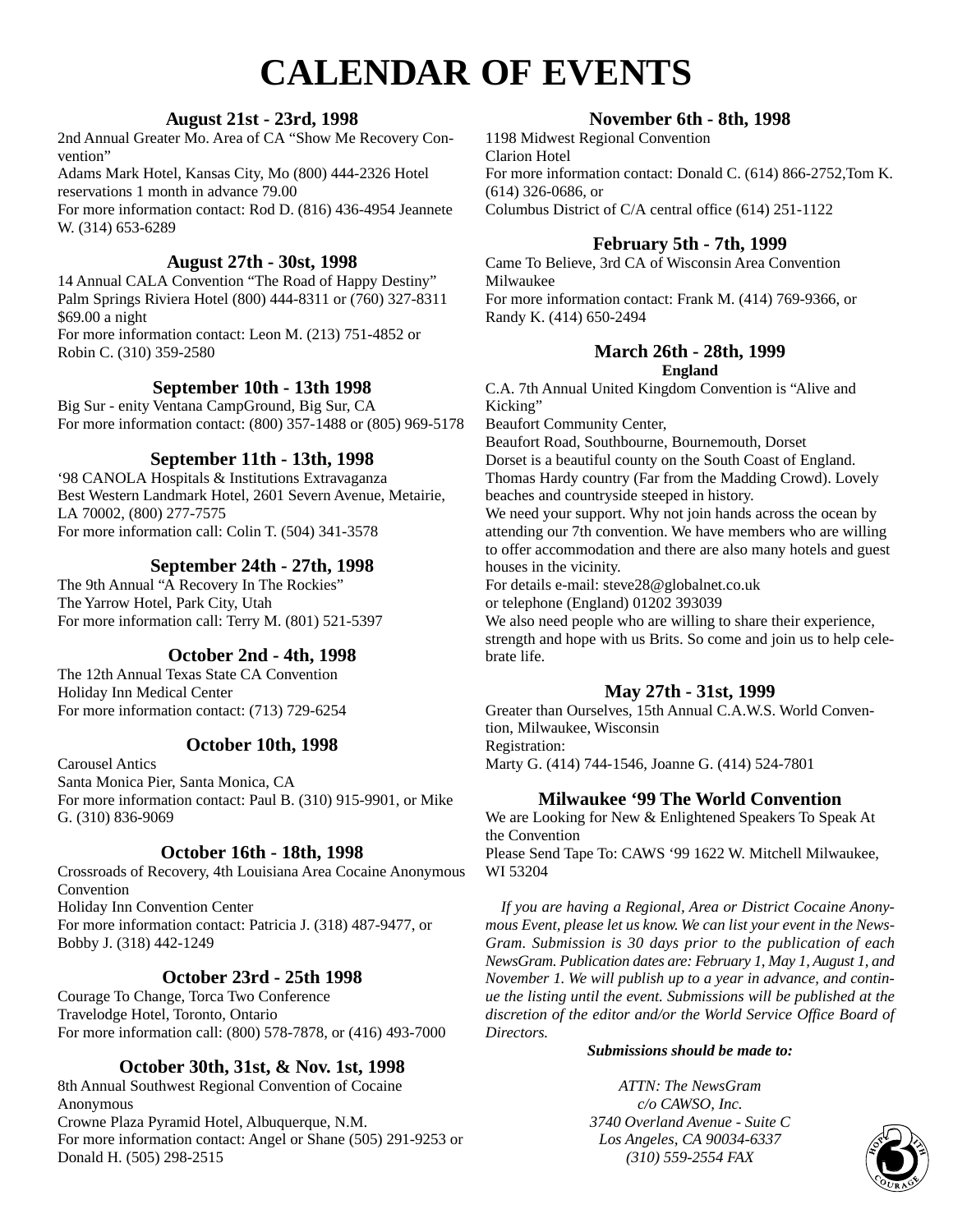# CALENDAR OF EVENTS

### August 21st - 23rd, 1998

2nd Annual Greater Mo. Area of CA "Show Me Recovery Convention"
Adams Mark Hotel, Kansas City, Mo (800) 444-2326 Hotel reservations 1 month in advance 79.00
For more information contact: Rod D. (816) 436-4954 Jeannete W. (314) 653-6289

### August 27th - 30st, 1998

14 Annual CALA Convention "The Road of Happy Destiny"
Palm Springs Riviera Hotel (800) 444-8311 or (760) 327-8311 $69.00 a night
For more information contact: Leon M. (213) 751-4852 or Robin C. (310) 359-2580

### September 10th - 13th 1998

Big Sur - enity Ventana CampGround, Big Sur, CA
For more information contact: (800) 357-1488 or (805) 969-5178

### September 11th - 13th, 1998

'98 CANOLA Hospitals & Institutions Extravaganza
Best Western Landmark Hotel, 2601 Severn Avenue, Metairie, LA 70002, (800) 277-7575
For more information call: Colin T. (504) 341-3578

### September 24th - 27th, 1998

The 9th Annual "A Recovery In The Rockies"
The Yarrow Hotel, Park City, Utah
For more information call: Terry M. (801) 521-5397

### October 2nd - 4th, 1998

The 12th Annual Texas State CA Convention
Holiday Inn Medical Center
For more information contact: (713) 729-6254

### October 10th, 1998

Carousel Antics
Santa Monica Pier, Santa Monica, CA
For more information contact: Paul B. (310) 915-9901, or Mike G. (310) 836-9069

### October 16th - 18th, 1998

Crossroads of Recovery, 4th Louisiana Area Cocaine Anonymous Convention
Holiday Inn Convention Center
For more information contact: Patricia J. (318) 487-9477, or Bobby J. (318) 442-1249

### October 23rd - 25th 1998

Courage To Change, Torca Two Conference
Travelodge Hotel, Toronto, Ontario
For more information call: (800) 578-7878, or (416) 493-7000

### October 30th, 31st, & Nov. 1st, 1998

8th Annual Southwest Regional Convention of Cocaine Anonymous
Crowne Plaza Pyramid Hotel, Albuquerque, N.M.
For more information contact: Angel or Shane (505) 291-9253 or Donald H. (505) 298-2515

### November 6th - 8th, 1998

1198 Midwest Regional Convention
Clarion Hotel
For more information contact: Donald C. (614) 866-2752,Tom K. (614) 326-0686, or
Columbus District of C/A central office (614) 251-1122

### February 5th - 7th, 1999

Came To Believe, 3rd CA of Wisconsin Area Convention
Milwaukee
For more information contact: Frank M. (414) 769-9366, or Randy K. (414) 650-2494

### March 26th - 28th, 1999

**England**

C.A. 7th Annual United Kingdom Convention is "Alive and Kicking"
Beaufort Community Center,
Beaufort Road, Southbourne, Bournemouth, Dorset
Dorset is a beautiful county on the South Coast of England. Thomas Hardy country (Far from the Madding Crowd). Lovely beaches and countryside steeped in history.
We need your support. Why not join hands across the ocean by attending our 7th convention. We have members who are willing to offer accommodation and there are also many hotels and guest houses in the vicinity.
For details e-mail: steve28@globalnet.co.uk
or telephone (England) 01202 393039
We also need people who are willing to share their experience, strength and hope with us Brits. So come and join us to help celebrate life.

### May 27th - 31st, 1999

Greater than Ourselves, 15th Annual C.A.W.S. World Convention, Milwaukee, Wisconsin
Registration:
Marty G. (414) 744-1546, Joanne G. (414) 524-7801

### Milwaukee '99 The World Convention

We are Looking for New & Enlightened Speakers To Speak At the Convention
Please Send Tape To: CAWS '99 1622 W. Mitchell Milwaukee, WI 53204

*If you are having a Regional, Area or District Cocaine Anonymous Event, please let us know. We can list your event in the NewsGram. Submission is 30 days prior to the publication of each NewsGram. Publication dates are: February 1, May 1, August 1, and November 1. We will publish up to a year in advance, and continue the listing until the event. Submissions will be published at the discretion of the editor and/or the World Service Office Board of Directors.*

***Submissions should be made to:***

*ATTN: The NewsGram*
*c/o CAWSO, Inc.*
*3740 Overland Avenue - Suite C*
*Los Angeles, CA 90034-6337*
*(310) 559-2554 FAX*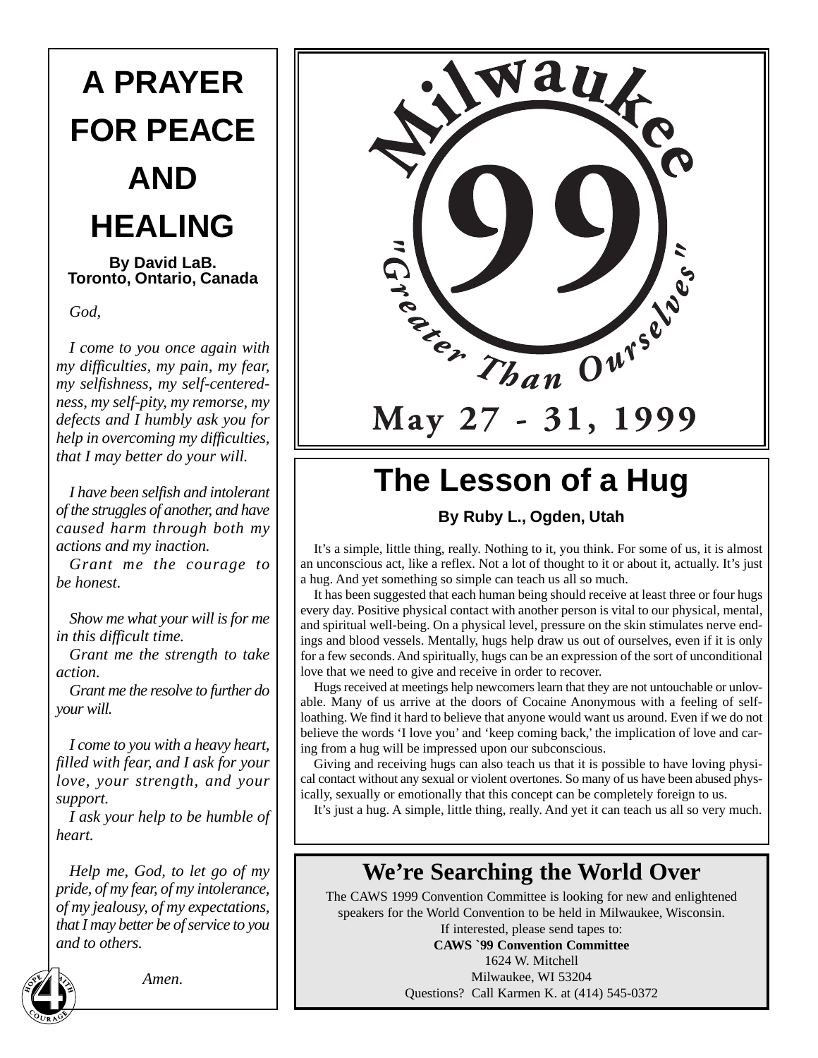# A PRAYER FOR PEACE AND HEALING

**By David LaB.
Toronto, Ontario, Canada**

*God,*

*I come to you once again with my difficulties, my pain, my fear, my selfishness, my self-centeredness, my self-pity, my remorse, my defects and I humbly ask you for help in overcoming my difficulties, that I may better do your will.*

*I have been selfish and intolerant of the struggles of another, and have caused harm through both my actions and my inaction.*

*Grant me the courage to be honest.*

*Show me what your will is for me in this difficult time.*

*Grant me the strength to take action.*

*Grant me the resolve to further do your will.*

*I come to you with a heavy heart, filled with fear, and I ask for your love, your strength, and your support.*

*I ask your help to be humble of heart.*

*Help me, God, to let go of my pride, of my fear, of my intolerance, of my jealousy, of my expectations, that I may better be of service to you and to others.*

*Amen.*

---

**Milwaukee 99**

**"Greater Than Ourselves"**

**May 27 - 31, 1999**

---

# The Lesson of a Hug

**By Ruby L., Ogden, Utah**

It's a simple, little thing, really. Nothing to it, you think. For some of us, it is almost an unconscious act, like a reflex. Not a lot of thought to it or about it, actually. It's just a hug. And yet something so simple can teach us all so much.

It has been suggested that each human being should receive at least three or four hugs every day. Positive physical contact with another person is vital to our physical, mental, and spiritual well-being. On a physical level, pressure on the skin stimulates nerve endings and blood vessels. Mentally, hugs help draw us out of ourselves, even if it is only for a few seconds. And spiritually, hugs can be an expression of the sort of unconditional love that we need to give and receive in order to recover.

Hugs received at meetings help newcomers learn that they are not untouchable or unlovable. Many of us arrive at the doors of Cocaine Anonymous with a feeling of self-loathing. We find it hard to believe that anyone would want us around. Even if we do not believe the words 'I love you' and 'keep coming back,' the implication of love and caring from a hug will be impressed upon our subconscious.

Giving and receiving hugs can also teach us that it is possible to have loving physical contact without any sexual or violent overtones. So many of us have been abused physically, sexually or emotionally that this concept can be completely foreign to us.

It's just a hug. A simple, little thing, really. And yet it can teach us all so very much.

---

## We're Searching the World Over

The CAWS 1999 Convention Committee is looking for new and enlightened speakers for the World Convention to be held in Milwaukee, Wisconsin.
If interested, please send tapes to:
**CAWS `99 Convention Committee**
1624 W. Mitchell
Milwaukee, WI 53204
Questions? Call Karmen K. at (414) 545-0372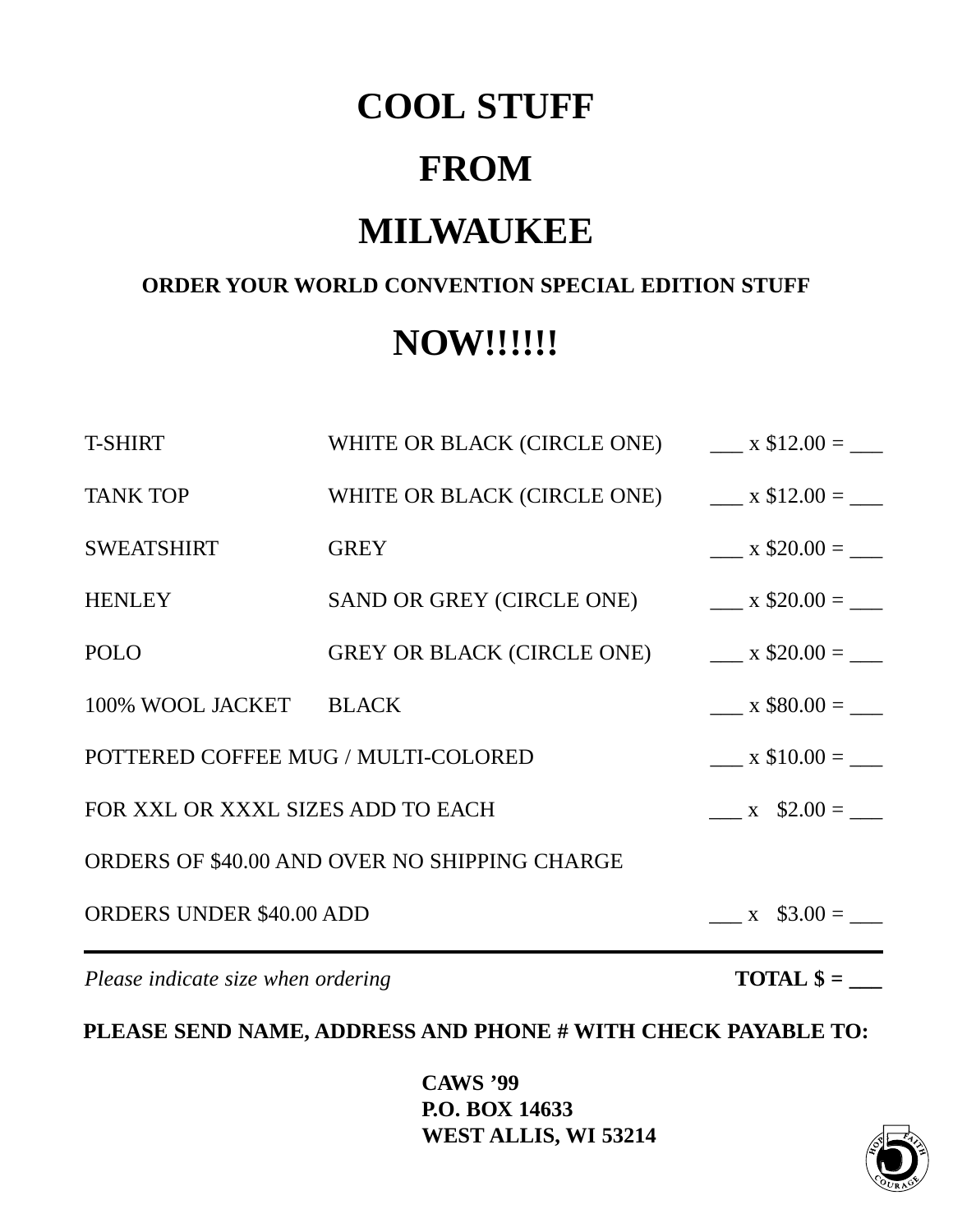# COOL STUFF

# FROM

# MILWAUKEE

**ORDER YOUR WORLD CONVENTION SPECIAL EDITION STUFF**

# NOW!!!!!!

| | | |
|---|---|---|
| T-SHIRT | WHITE OR BLACK (CIRCLE ONE) | ___ x $12.00 = ___ |
| TANK TOP | WHITE OR BLACK (CIRCLE ONE) | ___ x $12.00 = ___ |
| SWEATSHIRT | GREY | ___ x $20.00 = ___ |
| HENLEY | SAND OR GREY (CIRCLE ONE) | ___ x $20.00 = ___ |
| POLO | GREY OR BLACK (CIRCLE ONE) | ___ x $20.00 = ___ |
| 100% WOOL JACKET | BLACK | ___ x $80.00 = ___ |
| POTTERED COFFEE MUG / MULTI-COLORED | | ___ x $10.00 = ___ |
| FOR XXL OR XXXL SIZES ADD TO EACH | | ___ x $2.00 = ___ |
| ORDERS OF $40.00 AND OVER NO SHIPPING CHARGE | | |
| ORDERS UNDER $40.00 ADD | | ___ x $3.00 = ___ |

*Please indicate size when ordering* **TOTAL $ = ___**

**PLEASE SEND NAME, ADDRESS AND PHONE # WITH CHECK PAYABLE TO:**

**CAWS '99**
**P.O. BOX 14633**
**WEST ALLIS, WI 53214**

HOPE FAITH COURAGE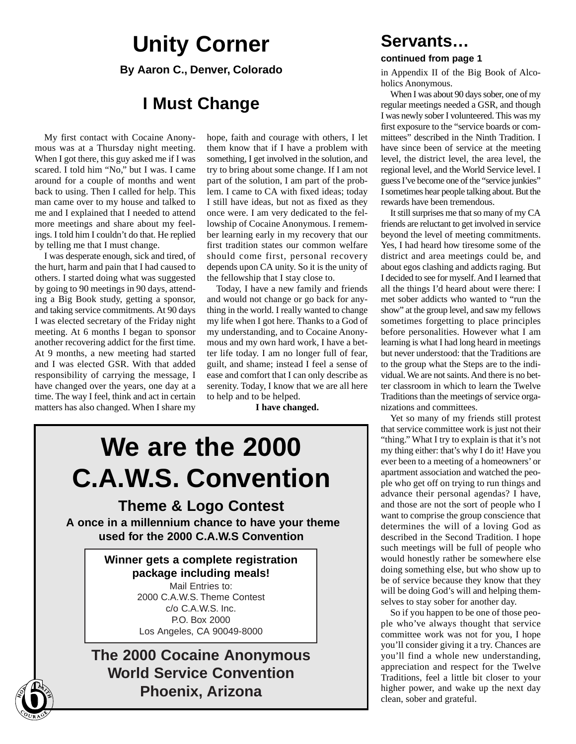# Unity Corner

**By Aaron C., Denver, Colorado**

## I Must Change

My first contact with Cocaine Anonymous was at a Thursday night meeting. When I got there, this guy asked me if I was scared. I told him "No," but I was. I came around for a couple of months and went back to using. Then I called for help. This man came over to my house and talked to me and I explained that I needed to attend more meetings and share about my feelings. I told him I couldn't do that. He replied by telling me that I must change.

I was desperate enough, sick and tired, of the hurt, harm and pain that I had caused to others. I started doing what was suggested by going to 90 meetings in 90 days, attending a Big Book study, getting a sponsor, and taking service commitments. At 90 days I was elected secretary of the Friday night meeting. At 6 months I began to sponsor another recovering addict for the first time. At 9 months, a new meeting had started and I was elected GSR. With that added responsibility of carrying the message, I have changed over the years, one day at a time. The way I feel, think and act in certain matters has also changed. When I share my hope, faith and courage with others, I let them know that if I have a problem with something, I get involved in the solution, and try to bring about some change. If I am not part of the solution, I am part of the problem. I came to CA with fixed ideas; today I still have ideas, but not as fixed as they once were. I am very dedicated to the fellowship of Cocaine Anonymous. I remember learning early in my recovery that our first tradition states our common welfare should come first, personal recovery depends upon CA unity. So it is the unity of the fellowship that I stay close to.

Today, I have a new family and friends and would not change or go back for anything in the world. I really wanted to change my life when I got here. Thanks to a God of my understanding, and to Cocaine Anonymous and my own hard work, I have a better life today. I am no longer full of fear, guilt, and shame; instead I feel a sense of ease and comfort that I can only describe as serenity. Today, I know that we are all here to help and to be helped.

**I have changed.**

---

# We are the 2000 C.A.W.S. Convention

## Theme & Logo Contest

**A once in a millennium chance to have your theme used for the 2000 C.A.W.S Convention**

**Winner gets a complete registration package including meals!**

Mail Entries to:
2000 C.A.W.S. Theme Contest
c/o C.A.W.S. Inc.
P.O. Box 2000
Los Angeles, CA 90049-8000

**The 2000 Cocaine Anonymous World Service Convention**
**Phoenix, Arizona**

---

# Servants…

**continued from page 1**

in Appendix II of the Big Book of Alcoholics Anonymous.

When I was about 90 days sober, one of my regular meetings needed a GSR, and though I was newly sober I volunteered. This was my first exposure to the "service boards or committees" described in the Ninth Tradition. I have since been of service at the meeting level, the district level, the area level, the regional level, and the World Service level. I guess I've become one of the "service junkies" I sometimes hear people talking about. But the rewards have been tremendous.

It still surprises me that so many of my CA friends are reluctant to get involved in service beyond the level of meeting commitments. Yes, I had heard how tiresome some of the district and area meetings could be, and about egos clashing and addicts raging. But I decided to see for myself. And I learned that all the things I'd heard about were there: I met sober addicts who wanted to "run the show" at the group level, and saw my fellows sometimes forgetting to place principles before personalities. However what I am learning is what I had long heard in meetings but never understood: that the Traditions are to the group what the Steps are to the individual. We are not saints. And there is no better classroom in which to learn the Twelve Traditions than the meetings of service organizations and committees.

Yet so many of my friends still protest that service committee work is just not their "thing." What I try to explain is that it's not my thing either: that's why I do it! Have you ever been to a meeting of a homeowners' or apartment association and watched the people who get off on trying to run things and advance their personal agendas? I have, and those are not the sort of people who I want to comprise the group conscience that determines the will of a loving God as described in the Second Tradition. I hope such meetings will be full of people who would honestly rather be somewhere else doing something else, but who show up to be of service because they know that they will be doing God's will and helping themselves to stay sober for another day.

So if you happen to be one of those people who've always thought that service committee work was not for you, I hope you'll consider giving it a try. Chances are you'll find a whole new understanding, appreciation and respect for the Twelve Traditions, feel a little bit closer to your higher power, and wake up the next day clean, sober and grateful.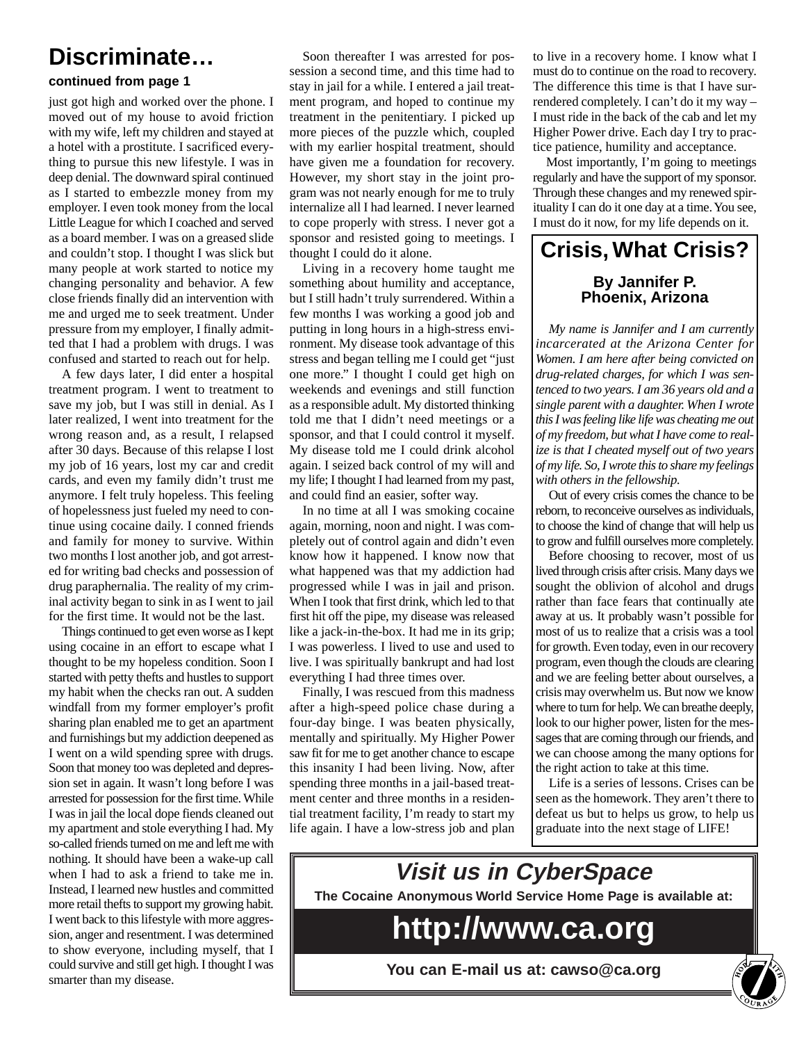# Discriminate…

**continued from page 1**

just got high and worked over the phone. I moved out of my house to avoid friction with my wife, left my children and stayed at a hotel with a prostitute. I sacrificed everything to pursue this new lifestyle. I was in deep denial. The downward spiral continued as I started to embezzle money from my employer. I even took money from the local Little League for which I coached and served as a board member. I was on a greased slide and couldn't stop. I thought I was slick but many people at work started to notice my changing personality and behavior. A few close friends finally did an intervention with me and urged me to seek treatment. Under pressure from my employer, I finally admitted that I had a problem with drugs. I was confused and started to reach out for help.

A few days later, I did enter a hospital treatment program. I went to treatment to save my job, but I was still in denial. As I later realized, I went into treatment for the wrong reason and, as a result, I relapsed after 30 days. Because of this relapse I lost my job of 16 years, lost my car and credit cards, and even my family didn't trust me anymore. I felt truly hopeless. This feeling of hopelessness just fueled my need to continue using cocaine daily. I conned friends and family for money to survive. Within two months I lost another job, and got arrested for writing bad checks and possession of drug paraphernalia. The reality of my criminal activity began to sink in as I went to jail for the first time. It would not be the last.

Things continued to get even worse as I kept using cocaine in an effort to escape what I thought to be my hopeless condition. Soon I started with petty thefts and hustles to support my habit when the checks ran out. A sudden windfall from my former employer's profit sharing plan enabled me to get an apartment and furnishings but my addiction deepened as I went on a wild spending spree with drugs. Soon that money too was depleted and depression set in again. It wasn't long before I was arrested for possession for the first time. While I was in jail the local dope fiends cleaned out my apartment and stole everything I had. My so-called friends turned on me and left me with nothing. It should have been a wake-up call when I had to ask a friend to take me in. Instead, I learned new hustles and committed more retail thefts to support my growing habit. I went back to this lifestyle with more aggression, anger and resentment. I was determined to show everyone, including myself, that I could survive and still get high. I thought I was smarter than my disease.

Soon thereafter I was arrested for possession a second time, and this time had to stay in jail for a while. I entered a jail treatment program, and hoped to continue my treatment in the penitentiary. I picked up more pieces of the puzzle which, coupled with my earlier hospital treatment, should have given me a foundation for recovery. However, my short stay in the joint program was not nearly enough for me to truly internalize all I had learned. I never learned to cope properly with stress. I never got a sponsor and resisted going to meetings. I thought I could do it alone.

Living in a recovery home taught me something about humility and acceptance, but I still hadn't truly surrendered. Within a few months I was working a good job and putting in long hours in a high-stress environment. My disease took advantage of this stress and began telling me I could get "just one more." I thought I could get high on weekends and evenings and still function as a responsible adult. My distorted thinking told me that I didn't need meetings or a sponsor, and that I could control it myself. My disease told me I could drink alcohol again. I seized back control of my will and my life; I thought I had learned from my past, and could find an easier, softer way.

In no time at all I was smoking cocaine again, morning, noon and night. I was completely out of control again and didn't even know how it happened. I know now that what happened was that my addiction had progressed while I was in jail and prison. When I took that first drink, which led to that first hit off the pipe, my disease was released like a jack-in-the-box. It had me in its grip; I was powerless. I lived to use and used to live. I was spiritually bankrupt and had lost everything I had three times over.

Finally, I was rescued from this madness after a high-speed police chase during a four-day binge. I was beaten physically, mentally and spiritually. My Higher Power saw fit for me to get another chance to escape this insanity I had been living. Now, after spending three months in a jail-based treatment center and three months in a residential treatment facility, I'm ready to start my life again. I have a low-stress job and plan to live in a recovery home. I know what I must do to continue on the road to recovery. The difference this time is that I have surrendered completely. I can't do it my way – I must ride in the back of the cab and let my Higher Power drive. Each day I try to practice patience, humility and acceptance.

Most importantly, I'm going to meetings regularly and have the support of my sponsor. Through these changes and my renewed spirituality I can do it one day at a time. You see, I must do it now, for my life depends on it.

# Crisis, What Crisis?

**By Jannifer P.**
**Phoenix, Arizona**

*My name is Jannifer and I am currently incarcerated at the Arizona Center for Women. I am here after being convicted on drug-related charges, for which I was sentenced to two years. I am 36 years old and a single parent with a daughter. When I wrote this I was feeling like life was cheating me out of my freedom, but what I have come to realize is that I cheated myself out of two years of my life. So, I wrote this to share my feelings with others in the fellowship.*

Out of every crisis comes the chance to be reborn, to reconceive ourselves as individuals, to choose the kind of change that will help us to grow and fulfill ourselves more completely.

Before choosing to recover, most of us lived through crisis after crisis. Many days we sought the oblivion of alcohol and drugs rather than face fears that continually ate away at us. It probably wasn't possible for most of us to realize that a crisis was a tool for growth. Even today, even in our recovery program, even though the clouds are clearing and we are feeling better about ourselves, a crisis may overwhelm us. But now we know where to turn for help. We can breathe deeply, look to our higher power, listen for the messages that are coming through our friends, and we can choose among the many options for the right action to take at this time.

Life is a series of lessons. Crises can be seen as the homework. They aren't there to defeat us but to helps us grow, to help us graduate into the next stage of LIFE!

## *Visit us in CyberSpace*

**The Cocaine Anonymous World Service Home Page is available at:**

# http://www.ca.org

**You can E-mail us at: cawso@ca.org**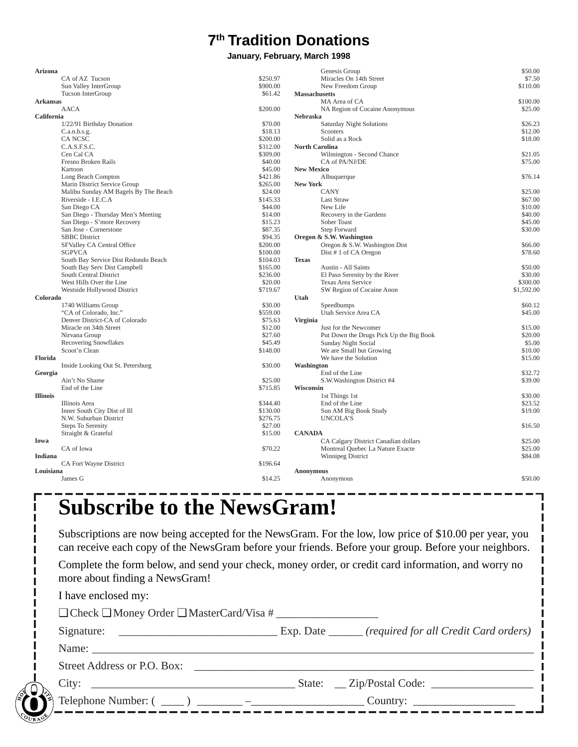# 7th Tradition Donations

**January, February, March 1998**

| | |
|---|---|
| **Arizona** | |
| CA of AZ Tucson | $250.97 |
| Sun Valley InterGroup | $900.00 |
| Tucson InterGroup | $61.42 |
| **Arkansas** | |
| AACA | $200.00 |
| **California** | |
| 1/22/91 Birthday Donation | $70.00 |
| C.a.n.b.s.g. | $18.13 |
| CA NCSC | $200.00 |
| C.A.S.F.S.C. | $312.00 |
| Cen Cal CA | $309.00 |
| Fresno Broken Rails | $40.00 |
| Kartoon | $45.00 |
| Long Beach Compton | $421.86 |
| Marin District Service Group | $265.00 |
| Malibu Sunday AM Bagels By The Beach | $24.00 |
| Riverside - I.E.C.A | $145.33 |
| San Diego CA | $44.00 |
| San Diego - Thursday Men's Meeting | $14.00 |
| San Diego - S'more Recovery | $15.23 |
| San Jose - Cornerstone | $87.35 |
| SBBC District | $94.35 |
| SFValley CA Central Office | $200.00 |
| SGPVCA | $100.00 |
| South Bay Service Dist Redondo Beach | $104.03 |
| South Bay Serv Dist Campbell | $165.00 |
| South Central District | $236.00 |
| West Hills Over the Line | $20.00 |
| Westside Hollywood District | $719.67 |
| **Colorado** | |
| 1740 Williams Group | $30.00 |
| "CA of Colorado, Inc." | $559.00 |
| Denver District-CA of Colorado | $75.63 |
| Miracle on 34th Street | $12.00 |
| Nirvana Group | $27.60 |
| Recovering Snowflakes | $45.49 |
| Scoot'n Clean | $148.00 |
| **Florida** | |
| Inside Looking Out St. Petersburg | $30.00 |
| **Georgia** | |
| Ain't No Shame | $25.00 |
| End of the Line | $715.85 |
| **Illinois** | |
| Illinois Area | $344.40 |
| Inner South City Dist of Ill | $130.00 |
| N.W. Suburban District | $276.75 |
| Steps To Serenity | $27.00 |
| Straight & Grateful | $15.00 |
| **Iowa** | |
| CA of Iowa | $70.22 |
| **Indiana** | |
| CA Fort Wayne District | $196.64 |
| **Louisiana** | |
| James G | $14.25 |
| Genesis Group | $50.00 |
| Miracles On 14th Street | $7.50 |
| New Freedom Group | $110.00 |
| **Massachusetts** | |
| MA Area of CA | $100.00 |
| NA Region of Cocaine Anonymous | $25.00 |
| **Nebraska** | |
| Saturday Night Solutions | $26.23 |
| Scooters | $12.00 |
| Solid as a Rock | $18.00 |
| **North Carolina** | |
| Wilmington - Second Chance | $21.05 |
| CA of PA/NJ/DE | $75.00 |
| **New Mexico** | |
| Albuquerque | $76.14 |
| **New York** | |
| CANY | $25.00 |
| Last Straw | $67.00 |
| New Life | $10.00 |
| Recovery in the Gardens | $40.00 |
| Sober Toast | $45.00 |
| Step Forward | $30.00 |
| **Oregon & S.W. Washington** | |
| Oregon & S.W. Washington Dist | $66.00 |
| Dist # 1 of CA Oregon | $78.60 |
| **Texas** | |
| Austin - All Saints | $50.00 |
| El Paso Serenity by the River | $30.00 |
| Texas Area Service | $300.00 |
| SW Region of Cocaine Anon | $1,592.00 |
| **Utah** | |
| Speedbumps | $60.12 |
| Utah Service Area CA | $45.00 |
| **Virginia** | |
| Just for the Newcomer | $15.00 |
| Put Down the Drugs Pick Up the Big Book | $20.00 |
| Sunday Night Social | $5.00 |
| We are Small but Growing | $10.00 |
| We have the Solution | $15.00 |
| **Washington** | |
| End of the Line | $32.72 |
| S.W.Washington District #4 | $39.00 |
| **Wisconsin** | |
| 1st Things 1st | $30.00 |
| End of the Line | $23.52 |
| Sun AM Big Book Study | $19.00 |
| UNCOLA'S | $16.50 |
| **CANADA** | |
| CA Calgary District Canadian dollars | $25.00 |
| Montreal Quebec La Nature Exacte | $25.00 |
| Winnipeg District | $84.08 |
| **Anonymous** | |
| Anonymous | $50.00 |

# Subscribe to the NewsGram!

Subscriptions are now being accepted for the NewsGram. For the low, low price of $10.00 per year, you can receive each copy of the NewsGram before your friends. Before your group. Before your neighbors.

Complete the form below, and send your check, money order, or credit card information, and worry no more about finding a NewsGram!

I have enclosed my:

❑ Check ❑ Money Order ❑ MasterCard/Visa # __________________

Signature: ____________________________ Exp. Date ______ *(required for all Credit Card orders)*

Name: ______________________________________________________________________________

Street Address or P.O. Box: ____________________________________________________________

City: ____________________________________ State: __ Zip/Postal Code: __________________

Telephone Number: ( ____ ) ________ –___________________ Country: __________________